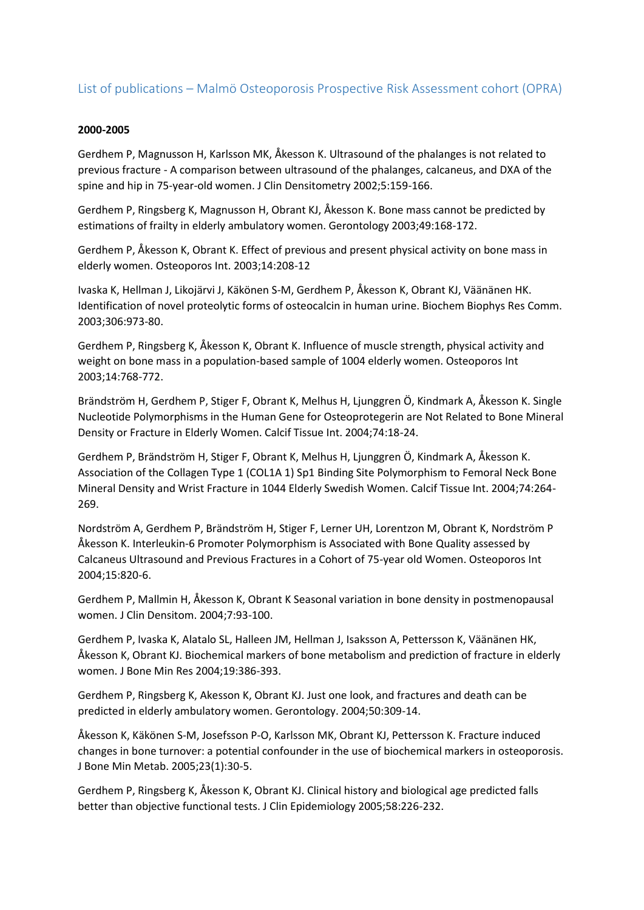# List of publications – Malmö Osteoporosis Prospective Risk Assessment cohort (OPRA)

**2000-2005**

Gerdhem P, Magnusson H, Karlsson MK, Åkesson K. Ultrasound of the phalanges is not related to previous fracture - A comparison between ultrasound of the phalanges, calcaneus, and DXA of the spine and hip in 75-year-old women. J Clin Densitometry 2002;5:159-166.

Gerdhem P, Ringsberg K, Magnusson H, Obrant KJ, Åkesson K. Bone mass cannot be predicted by estimations of frailty in elderly ambulatory women. Gerontology 2003;49:168-172.

Gerdhem P, Åkesson K, Obrant K. Effect of previous and present physical activity on bone mass in elderly women. Osteoporos Int. 2003;14:208-12

Ivaska K, Hellman J, Likojärvi J, Käkönen S-M, Gerdhem P, Åkesson K, Obrant KJ, Väänänen HK. Identification of novel proteolytic forms of osteocalcin in human urine. Biochem Biophys Res Comm. 2003;306:973-80.

Gerdhem P, Ringsberg K, Åkesson K, Obrant K. Influence of muscle strength, physical activity and weight on bone mass in a population-based sample of 1004 elderly women. Osteoporos Int 2003;14:768-772.

Brändström H, Gerdhem P, Stiger F, Obrant K, Melhus H, Ljunggren Ö, Kindmark A, Åkesson K. Single Nucleotide Polymorphisms in the Human Gene for Osteoprotegerin are Not Related to Bone Mineral Density or Fracture in Elderly Women. Calcif Tissue Int. 2004;74:18-24.

Gerdhem P, Brändström H, Stiger F, Obrant K, Melhus H, Ljunggren Ö, Kindmark A, Åkesson K. Association of the Collagen Type 1 (COL1A 1) Sp1 Binding Site Polymorphism to Femoral Neck Bone Mineral Density and Wrist Fracture in 1044 Elderly Swedish Women. Calcif Tissue Int. 2004;74:264-269.

Nordström A, Gerdhem P, Brändström H, Stiger F, Lerner UH, Lorentzon M, Obrant K, Nordström P Åkesson K. Interleukin-6 Promoter Polymorphism is Associated with Bone Quality assessed by Calcaneus Ultrasound and Previous Fractures in a Cohort of 75-year old Women. Osteoporos Int 2004;15:820-6.

Gerdhem P, Mallmin H, Åkesson K, Obrant K Seasonal variation in bone density in postmenopausal women. J Clin Densitom. 2004;7:93-100.

Gerdhem P, Ivaska K, Alatalo SL, Halleen JM, Hellman J, Isaksson A, Pettersson K, Väänänen HK, Åkesson K, Obrant KJ. Biochemical markers of bone metabolism and prediction of fracture in elderly women. J Bone Min Res 2004;19:386-393.

Gerdhem P, Ringsberg K, Akesson K, Obrant KJ. Just one look, and fractures and death can be predicted in elderly ambulatory women. Gerontology. 2004;50:309-14.

Åkesson K, Käkönen S-M, Josefsson P-O, Karlsson MK, Obrant KJ, Pettersson K. Fracture induced changes in bone turnover: a potential confounder in the use of biochemical markers in osteoporosis. J Bone Min Metab. 2005;23(1):30-5.

Gerdhem P, Ringsberg K, Åkesson K, Obrant KJ. Clinical history and biological age predicted falls better than objective functional tests. J Clin Epidemiology 2005;58:226-232.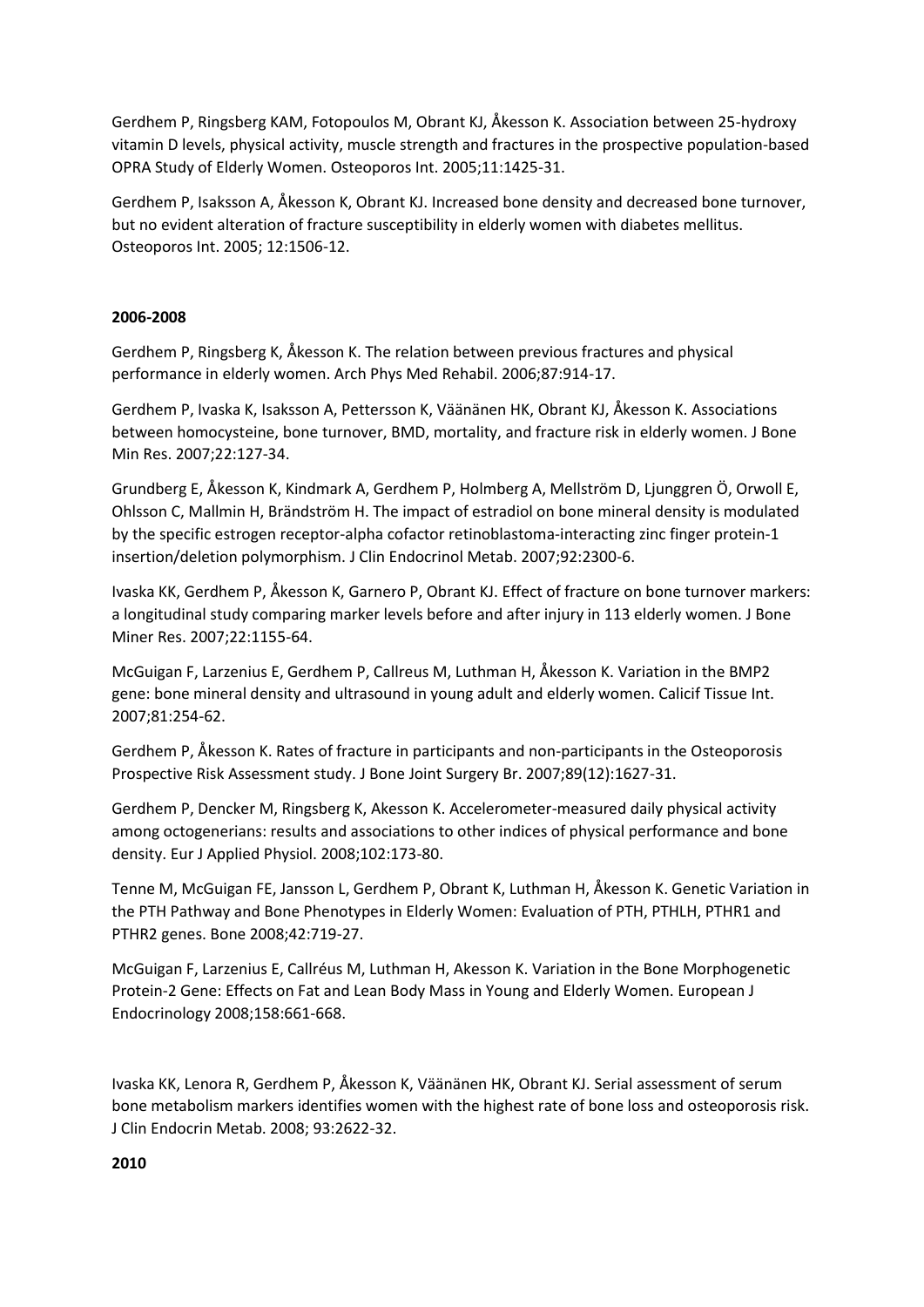Gerdhem P, Ringsberg KAM, Fotopoulos M, Obrant KJ, Åkesson K. Association between 25-hydroxy vitamin D levels, physical activity, muscle strength and fractures in the prospective population-based OPRA Study of Elderly Women. Osteoporos Int. 2005;11:1425-31.

Gerdhem P, Isaksson A, Åkesson K, Obrant KJ. Increased bone density and decreased bone turnover, but no evident alteration of fracture susceptibility in elderly women with diabetes mellitus. Osteoporos Int. 2005; 12:1506-12.

**2006-2008**

Gerdhem P, Ringsberg K, Åkesson K. The relation between previous fractures and physical performance in elderly women. Arch Phys Med Rehabil. 2006;87:914-17.

Gerdhem P, Ivaska K, Isaksson A, Pettersson K, Väänänen HK, Obrant KJ, Åkesson K. Associations between homocysteine, bone turnover, BMD, mortality, and fracture risk in elderly women. J Bone Min Res. 2007;22:127-34.

Grundberg E, Åkesson K, Kindmark A, Gerdhem P, Holmberg A, Mellström D, Ljunggren Ö, Orwoll E, Ohlsson C, Mallmin H, Brändström H. The impact of estradiol on bone mineral density is modulated by the specific estrogen receptor-alpha cofactor retinoblastoma-interacting zinc finger protein-1 insertion/deletion polymorphism. J Clin Endocrinol Metab. 2007;92:2300-6.

Ivaska KK, Gerdhem P, Åkesson K, Garnero P, Obrant KJ. Effect of fracture on bone turnover markers: a longitudinal study comparing marker levels before and after injury in 113 elderly women. J Bone Miner Res. 2007;22:1155-64.

McGuigan F, Larzenius E, Gerdhem P, Callreus M, Luthman H, Åkesson K. Variation in the BMP2 gene: bone mineral density and ultrasound in young adult and elderly women. Calicif Tissue Int. 2007;81:254-62.

Gerdhem P, Åkesson K. Rates of fracture in participants and non-participants in the Osteoporosis Prospective Risk Assessment study. J Bone Joint Surgery Br. 2007;89(12):1627-31.

Gerdhem P, Dencker M, Ringsberg K, Akesson K. Accelerometer-measured daily physical activity among octogenerians: results and associations to other indices of physical performance and bone density. Eur J Applied Physiol. 2008;102:173-80.

Tenne M, McGuigan FE, Jansson L, Gerdhem P, Obrant K, Luthman H, Åkesson K. Genetic Variation in the PTH Pathway and Bone Phenotypes in Elderly Women: Evaluation of PTH, PTHLH, PTHR1 and PTHR2 genes. Bone 2008;42:719-27.

McGuigan F, Larzenius E, Callréus M, Luthman H, Akesson K. Variation in the Bone Morphogenetic Protein-2 Gene: Effects on Fat and Lean Body Mass in Young and Elderly Women. European J Endocrinology 2008;158:661-668.

Ivaska KK, Lenora R, Gerdhem P, Åkesson K, Väänänen HK, Obrant KJ. Serial assessment of serum bone metabolism markers identifies women with the highest rate of bone loss and osteoporosis risk. J Clin Endocrin Metab. 2008; 93:2622-32.

**2010**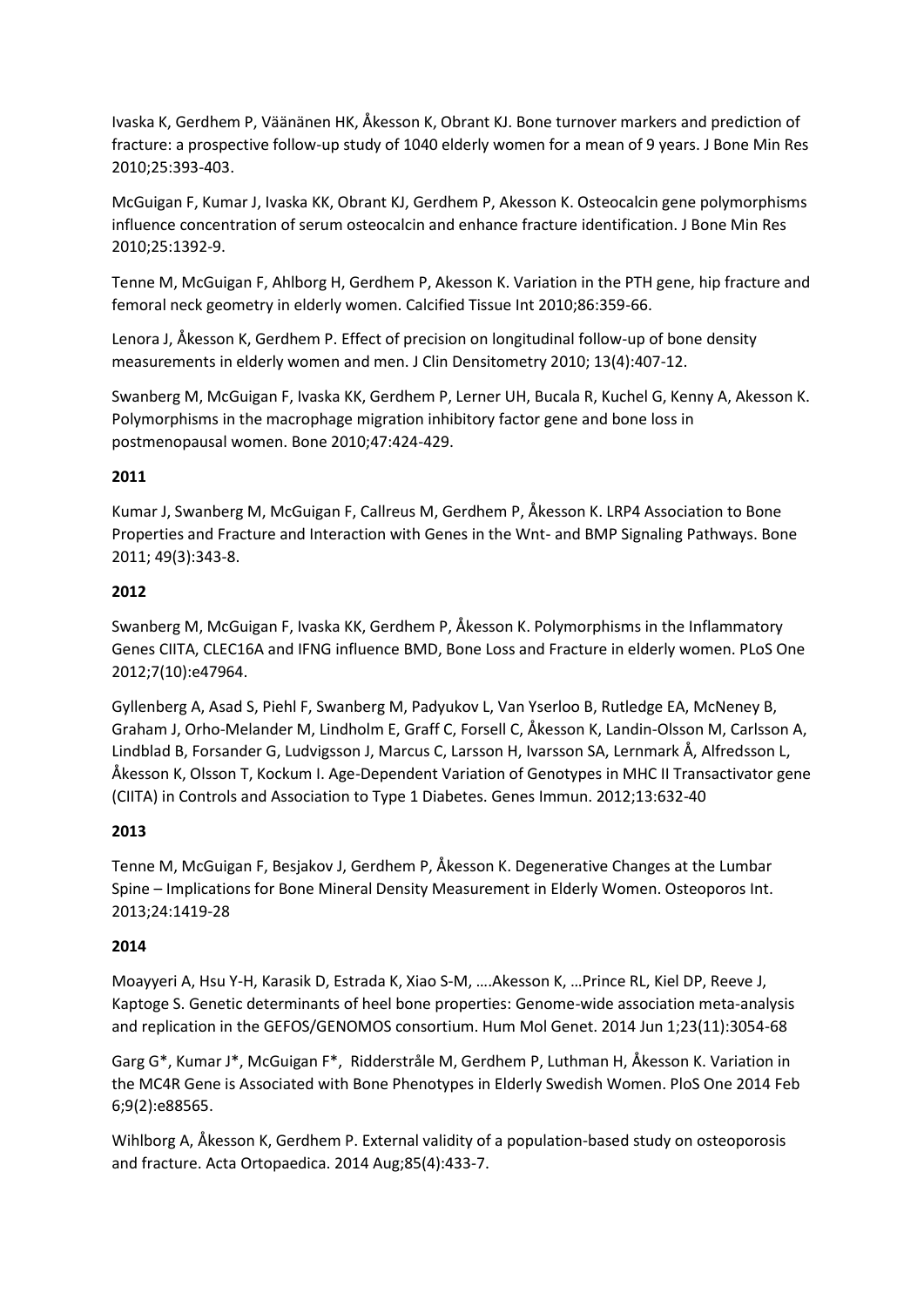Ivaska K, Gerdhem P, Väänänen HK, Åkesson K, Obrant KJ. Bone turnover markers and prediction of fracture: a prospective follow-up study of 1040 elderly women for a mean of 9 years. J Bone Min Res 2010;25:393-403.

McGuigan F, Kumar J, Ivaska KK, Obrant KJ, Gerdhem P, Akesson K. Osteocalcin gene polymorphisms influence concentration of serum osteocalcin and enhance fracture identification. J Bone Min Res 2010;25:1392-9.

Tenne M, McGuigan F, Ahlborg H, Gerdhem P, Akesson K. Variation in the PTH gene, hip fracture and femoral neck geometry in elderly women. Calcified Tissue Int 2010;86:359-66.

Lenora J, Åkesson K, Gerdhem P. Effect of precision on longitudinal follow-up of bone density measurements in elderly women and men. J Clin Densitometry 2010; 13(4):407-12.

Swanberg M, McGuigan F, Ivaska KK, Gerdhem P, Lerner UH, Bucala R, Kuchel G, Kenny A, Akesson K. Polymorphisms in the macrophage migration inhibitory factor gene and bone loss in postmenopausal women. Bone 2010;47:424-429.

**2011**

Kumar J, Swanberg M, McGuigan F, Callreus M, Gerdhem P, Åkesson K. LRP4 Association to Bone Properties and Fracture and Interaction with Genes in the Wnt- and BMP Signaling Pathways. Bone 2011; 49(3):343-8.

**2012**

Swanberg M, McGuigan F, Ivaska KK, Gerdhem P, Åkesson K. Polymorphisms in the Inflammatory Genes CIITA, CLEC16A and IFNG influence BMD, Bone Loss and Fracture in elderly women. PLoS One 2012;7(10):e47964.

Gyllenberg A, Asad S, Piehl F, Swanberg M, Padyukov L, Van Yserloo B, Rutledge EA, McNeney B, Graham J, Orho-Melander M, Lindholm E, Graff C, Forsell C, Åkesson K, Landin-Olsson M, Carlsson A, Lindblad B, Forsander G, Ludvigsson J, Marcus C, Larsson H, Ivarsson SA, Lernmark Å, Alfredsson L, Åkesson K, Olsson T, Kockum I. Age-Dependent Variation of Genotypes in MHC II Transactivator gene (CIITA) in Controls and Association to Type 1 Diabetes. Genes Immun. 2012;13:632-40

**2013**

Tenne M, McGuigan F, Besjakov J, Gerdhem P, Åkesson K. Degenerative Changes at the Lumbar Spine – Implications for Bone Mineral Density Measurement in Elderly Women. Osteoporos Int. 2013;24:1419-28

**2014**

Moayyeri A, Hsu Y-H, Karasik D, Estrada K, Xiao S-M, ….Akesson K, …Prince RL, Kiel DP, Reeve J, Kaptoge S. Genetic determinants of heel bone properties: Genome-wide association meta-analysis and replication in the GEFOS/GENOMOS consortium. Hum Mol Genet. 2014 Jun 1;23(11):3054-68

Garg G*, Kumar J*, McGuigan F*, Ridderstråle M, Gerdhem P, Luthman H, Åkesson K. Variation in the MC4R Gene is Associated with Bone Phenotypes in Elderly Swedish Women. PloS One 2014 Feb 6;9(2):e88565.

Wihlborg A, Åkesson K, Gerdhem P. External validity of a population-based study on osteoporosis and fracture. Acta Ortopaedica. 2014 Aug;85(4):433-7.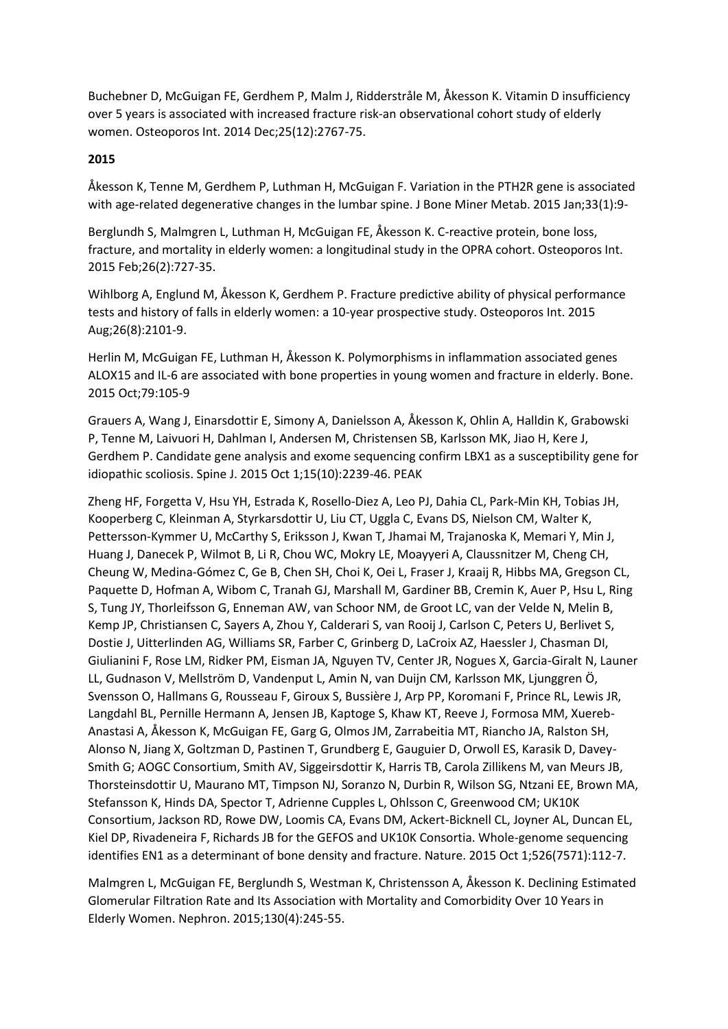Buchebner D, McGuigan FE, Gerdhem P, Malm J, Ridderstråle M, Åkesson K. Vitamin D insufficiency over 5 years is associated with increased fracture risk-an observational cohort study of elderly women. Osteoporos Int. 2014 Dec;25(12):2767-75.

**2015**

Åkesson K, Tenne M, Gerdhem P, Luthman H, McGuigan F. Variation in the PTH2R gene is associated with age-related degenerative changes in the lumbar spine. J Bone Miner Metab. 2015 Jan;33(1):9-

Berglundh S, Malmgren L, Luthman H, McGuigan FE, Åkesson K. C-reactive protein, bone loss, fracture, and mortality in elderly women: a longitudinal study in the OPRA cohort. Osteoporos Int. 2015 Feb;26(2):727-35.

Wihlborg A, Englund M, Åkesson K, Gerdhem P. Fracture predictive ability of physical performance tests and history of falls in elderly women: a 10-year prospective study. Osteoporos Int. 2015 Aug;26(8):2101-9.

Herlin M, McGuigan FE, Luthman H, Åkesson K. Polymorphisms in inflammation associated genes ALOX15 and IL-6 are associated with bone properties in young women and fracture in elderly. Bone. 2015 Oct;79:105-9

Grauers A, Wang J, Einarsdottir E, Simony A, Danielsson A, Åkesson K, Ohlin A, Halldin K, Grabowski P, Tenne M, Laivuori H, Dahlman I, Andersen M, Christensen SB, Karlsson MK, Jiao H, Kere J, Gerdhem P. Candidate gene analysis and exome sequencing confirm LBX1 as a susceptibility gene for idiopathic scoliosis. Spine J. 2015 Oct 1;15(10):2239-46. PEAK

Zheng HF, Forgetta V, Hsu YH, Estrada K, Rosello-Diez A, Leo PJ, Dahia CL, Park-Min KH, Tobias JH, Kooperberg C, Kleinman A, Styrkarsdottir U, Liu CT, Uggla C, Evans DS, Nielson CM, Walter K, Pettersson-Kymmer U, McCarthy S, Eriksson J, Kwan T, Jhamai M, Trajanoska K, Memari Y, Min J, Huang J, Danecek P, Wilmot B, Li R, Chou WC, Mokry LE, Moayyeri A, Claussnitzer M, Cheng CH, Cheung W, Medina-Gómez C, Ge B, Chen SH, Choi K, Oei L, Fraser J, Kraaij R, Hibbs MA, Gregson CL, Paquette D, Hofman A, Wibom C, Tranah GJ, Marshall M, Gardiner BB, Cremin K, Auer P, Hsu L, Ring S, Tung JY, Thorleifsson G, Enneman AW, van Schoor NM, de Groot LC, van der Velde N, Melin B, Kemp JP, Christiansen C, Sayers A, Zhou Y, Calderari S, van Rooij J, Carlson C, Peters U, Berlivet S, Dostie J, Uitterlinden AG, Williams SR, Farber C, Grinberg D, LaCroix AZ, Haessler J, Chasman DI, Giulianini F, Rose LM, Ridker PM, Eisman JA, Nguyen TV, Center JR, Nogues X, Garcia-Giralt N, Launer LL, Gudnason V, Mellström D, Vandenput L, Amin N, van Duijn CM, Karlsson MK, Ljunggren Ö, Svensson O, Hallmans G, Rousseau F, Giroux S, Bussière J, Arp PP, Koromani F, Prince RL, Lewis JR, Langdahl BL, Pernille Hermann A, Jensen JB, Kaptoge S, Khaw KT, Reeve J, Formosa MM, Xuereb-Anastasi A, Åkesson K, McGuigan FE, Garg G, Olmos JM, Zarrabeitia MT, Riancho JA, Ralston SH, Alonso N, Jiang X, Goltzman D, Pastinen T, Grundberg E, Gauguier D, Orwoll ES, Karasik D, Davey-Smith G; AOGC Consortium, Smith AV, Siggeirsdottir K, Harris TB, Carola Zillikens M, van Meurs JB, Thorsteinsdottir U, Maurano MT, Timpson NJ, Soranzo N, Durbin R, Wilson SG, Ntzani EE, Brown MA, Stefansson K, Hinds DA, Spector T, Adrienne Cupples L, Ohlsson C, Greenwood CM; UK10K Consortium, Jackson RD, Rowe DW, Loomis CA, Evans DM, Ackert-Bicknell CL, Joyner AL, Duncan EL, Kiel DP, Rivadeneira F, Richards JB for the GEFOS and UK10K Consortia. Whole-genome sequencing identifies EN1 as a determinant of bone density and fracture. Nature. 2015 Oct 1;526(7571):112-7.

Malmgren L, McGuigan FE, Berglundh S, Westman K, Christensson A, Åkesson K. Declining Estimated Glomerular Filtration Rate and Its Association with Mortality and Comorbidity Over 10 Years in Elderly Women. Nephron. 2015;130(4):245-55.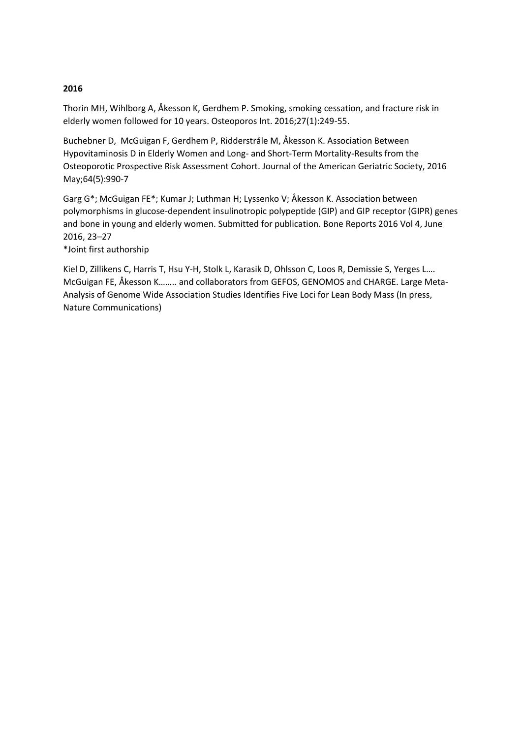**2016**

Thorin MH, Wihlborg A, Åkesson K, Gerdhem P. Smoking, smoking cessation, and fracture risk in elderly women followed for 10 years. Osteoporos Int. 2016;27(1):249-55.

Buchebner D, McGuigan F, Gerdhem P, Ridderstråle M, Åkesson K. Association Between Hypovitaminosis D in Elderly Women and Long- and Short-Term Mortality-Results from the Osteoporotic Prospective Risk Assessment Cohort. Journal of the American Geriatric Society, 2016 May;64(5):990-7

Garg G*; McGuigan FE*; Kumar J; Luthman H; Lyssenko V; Åkesson K. Association between polymorphisms in glucose-dependent insulinotropic polypeptide (GIP) and GIP receptor (GIPR) genes and bone in young and elderly women. Submitted for publication. Bone Reports 2016 Vol 4, June 2016, 23–27
*Joint first authorship

Kiel D, Zillikens C, Harris T, Hsu Y-H, Stolk L, Karasik D, Ohlsson C, Loos R, Demissie S, Yerges L…. McGuigan FE, Åkesson K…….. and collaborators from GEFOS, GENOMOS and CHARGE. Large Meta-Analysis of Genome Wide Association Studies Identifies Five Loci for Lean Body Mass (In press, Nature Communications)